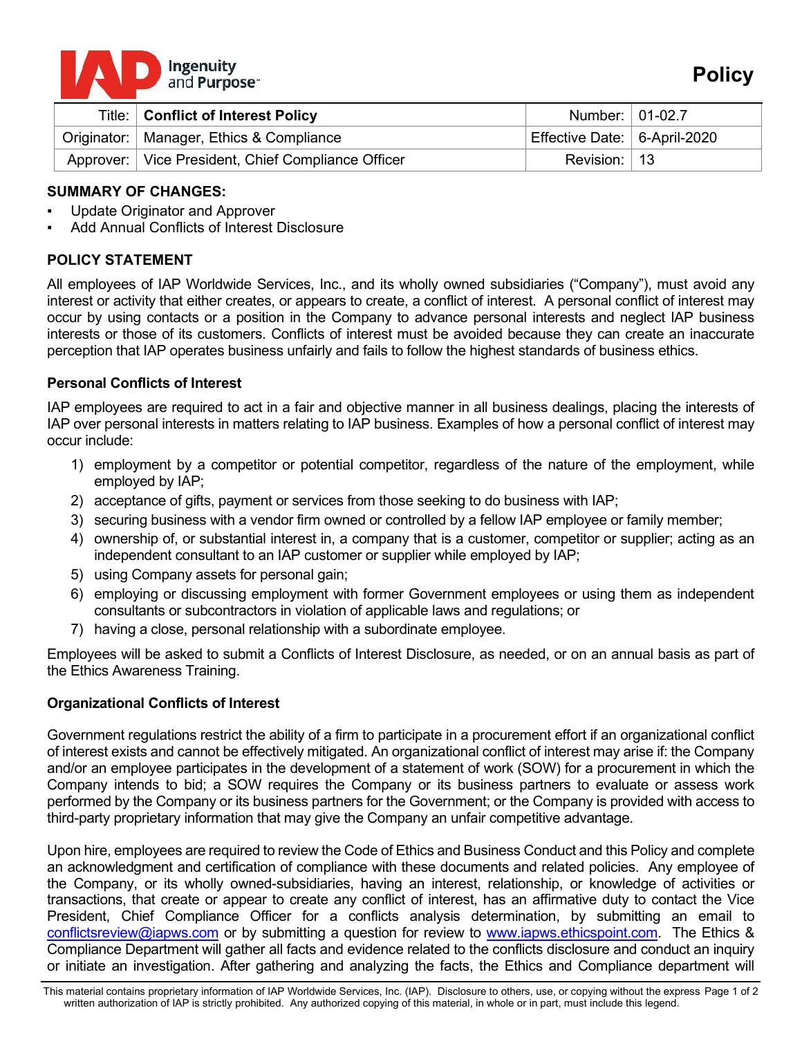Ingenuity and Purpose

**Policy**

| | | | |
|---|---|---|---|
| Title: | **Conflict of Interest Policy** | Number: | 01-02.7 |
| Originator: | Manager, Ethics & Compliance | Effective Date: | 6-April-2020 |
| Approver: | Vice President, Chief Compliance Officer | Revision: | 13 |

## SUMMARY OF CHANGES:

- Update Originator and Approver
- Add Annual Conflicts of Interest Disclosure

## POLICY STATEMENT

All employees of IAP Worldwide Services, Inc., and its wholly owned subsidiaries ("Company"), must avoid any interest or activity that either creates, or appears to create, a conflict of interest. A personal conflict of interest may occur by using contacts or a position in the Company to advance personal interests and neglect IAP business interests or those of its customers. Conflicts of interest must be avoided because they can create an inaccurate perception that IAP operates business unfairly and fails to follow the highest standards of business ethics.

### Personal Conflicts of Interest

IAP employees are required to act in a fair and objective manner in all business dealings, placing the interests of IAP over personal interests in matters relating to IAP business. Examples of how a personal conflict of interest may occur include:

1) employment by a competitor or potential competitor, regardless of the nature of the employment, while employed by IAP;
2) acceptance of gifts, payment or services from those seeking to do business with IAP;
3) securing business with a vendor firm owned or controlled by a fellow IAP employee or family member;
4) ownership of, or substantial interest in, a company that is a customer, competitor or supplier; acting as an independent consultant to an IAP customer or supplier while employed by IAP;
5) using Company assets for personal gain;
6) employing or discussing employment with former Government employees or using them as independent consultants or subcontractors in violation of applicable laws and regulations; or
7) having a close, personal relationship with a subordinate employee.

Employees will be asked to submit a Conflicts of Interest Disclosure, as needed, or on an annual basis as part of the Ethics Awareness Training.

### Organizational Conflicts of Interest

Government regulations restrict the ability of a firm to participate in a procurement effort if an organizational conflict of interest exists and cannot be effectively mitigated. An organizational conflict of interest may arise if: the Company and/or an employee participates in the development of a statement of work (SOW) for a procurement in which the Company intends to bid; a SOW requires the Company or its business partners to evaluate or assess work performed by the Company or its business partners for the Government; or the Company is provided with access to third-party proprietary information that may give the Company an unfair competitive advantage.

Upon hire, employees are required to review the Code of Ethics and Business Conduct and this Policy and complete an acknowledgment and certification of compliance with these documents and related policies. Any employee of the Company, or its wholly owned-subsidiaries, having an interest, relationship, or knowledge of activities or transactions, that create or appear to create any conflict of interest, has an affirmative duty to contact the Vice President, Chief Compliance Officer for a conflicts analysis determination, by submitting an email to conflictsreview@iapws.com or by submitting a question for review to www.iapws.ethicspoint.com. The Ethics & Compliance Department will gather all facts and evidence related to the conflicts disclosure and conduct an inquiry or initiate an investigation. After gathering and analyzing the facts, the Ethics and Compliance department will

This material contains proprietary information of IAP Worldwide Services, Inc. (IAP). Disclosure to others, use, or copying without the express written authorization of IAP is strictly prohibited. Any authorized copying of this material, in whole or in part, must include this legend.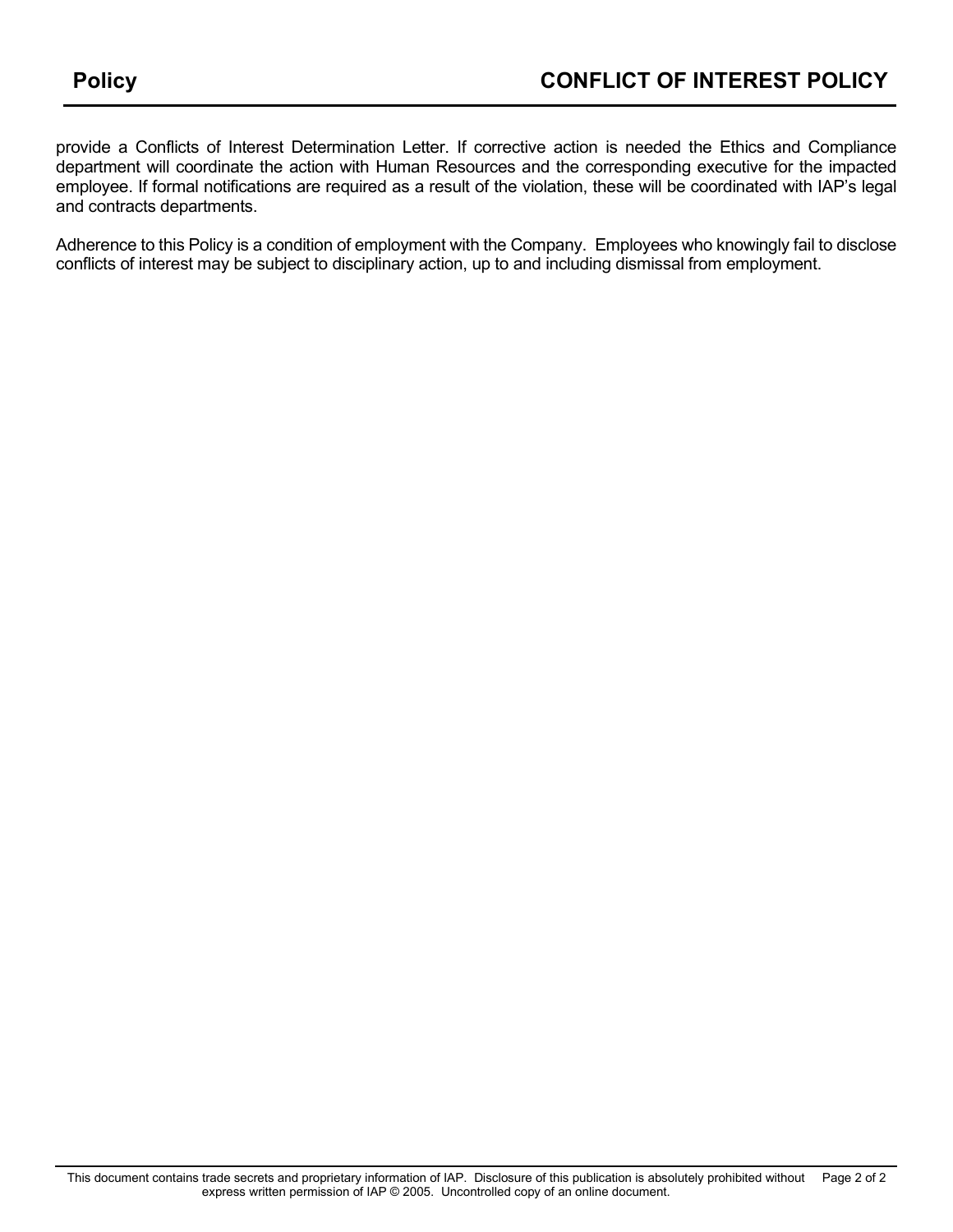provide a Conflicts of Interest Determination Letter. If corrective action is needed the Ethics and Compliance department will coordinate the action with Human Resources and the corresponding executive for the impacted employee. If formal notifications are required as a result of the violation, these will be coordinated with IAP's legal and contracts departments.

Adherence to this Policy is a condition of employment with the Company. Employees who knowingly fail to disclose conflicts of interest may be subject to disciplinary action, up to and including dismissal from employment.